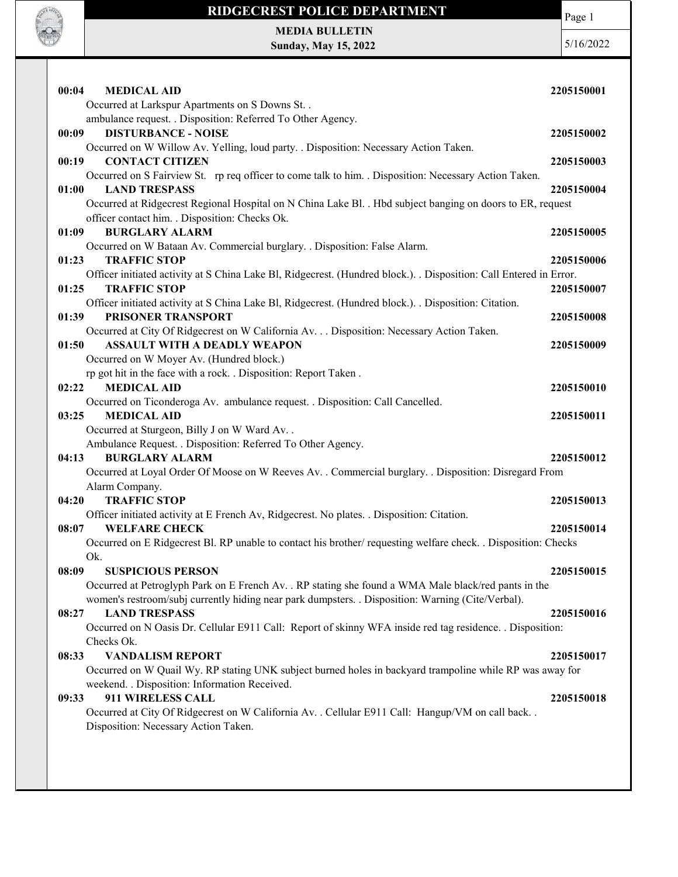# RIDGECREST POLICE DEPARTMENT

**MEDIA BULLETIN**
**Sunday, May 15, 2022**

5/16/2022

**00:04 MEDICAL AID** **2205150001**
Occurred at Larkspur Apartments on S Downs St. .
ambulance request. . Disposition: Referred To Other Agency.

**00:09 DISTURBANCE - NOISE** **2205150002**
Occurred on W Willow Av. Yelling, loud party. . Disposition: Necessary Action Taken.

**00:19 CONTACT CITIZEN** **2205150003**
Occurred on S Fairview St. rp req officer to come talk to him. . Disposition: Necessary Action Taken.

**01:00 LAND TRESPASS** **2205150004**
Occurred at Ridgecrest Regional Hospital on N China Lake Bl. . Hbd subject banging on doors to ER, request officer contact him. . Disposition: Checks Ok.

**01:09 BURGLARY ALARM** **2205150005**
Occurred on W Bataan Av. Commercial burglary. . Disposition: False Alarm.

**01:23 TRAFFIC STOP** **2205150006**
Officer initiated activity at S China Lake Bl, Ridgecrest. (Hundred block.). . Disposition: Call Entered in Error.

**01:25 TRAFFIC STOP** **2205150007**
Officer initiated activity at S China Lake Bl, Ridgecrest. (Hundred block.). . Disposition: Citation.

**01:39 PRISONER TRANSPORT** **2205150008**
Occurred at City Of Ridgecrest on W California Av. . . Disposition: Necessary Action Taken.

**01:50 ASSAULT WITH A DEADLY WEAPON** **2205150009**
Occurred on W Moyer Av. (Hundred block.)
rp got hit in the face with a rock. . Disposition: Report Taken .

**02:22 MEDICAL AID** **2205150010**
Occurred on Ticonderoga Av. ambulance request. . Disposition: Call Cancelled.

**03:25 MEDICAL AID** **2205150011**
Occurred at Sturgeon, Billy J on W Ward Av. .
Ambulance Request. . Disposition: Referred To Other Agency.

**04:13 BURGLARY ALARM** **2205150012**
Occurred at Loyal Order Of Moose on W Reeves Av. . Commercial burglary. . Disposition: Disregard From Alarm Company.

**04:20 TRAFFIC STOP** **2205150013**
Officer initiated activity at E French Av, Ridgecrest. No plates. . Disposition: Citation.

**08:07 WELFARE CHECK** **2205150014**
Occurred on E Ridgecrest Bl. RP unable to contact his brother/ requesting welfare check. . Disposition: Checks Ok.

**08:09 SUSPICIOUS PERSON** **2205150015**
Occurred at Petroglyph Park on E French Av. . RP stating she found a WMA Male black/red pants in the women's restroom/subj currently hiding near park dumpsters. . Disposition: Warning (Cite/Verbal).

**08:27 LAND TRESPASS** **2205150016**
Occurred on N Oasis Dr. Cellular E911 Call: Report of skinny WFA inside red tag residence. . Disposition: Checks Ok.

**08:33 VANDALISM REPORT** **2205150017**
Occurred on W Quail Wy. RP stating UNK subject burned holes in backyard trampoline while RP was away for weekend. . Disposition: Information Received.

**09:33 911 WIRELESS CALL** **2205150018**
Occurred at City Of Ridgecrest on W California Av. . Cellular E911 Call: Hangup/VM on call back. . Disposition: Necessary Action Taken.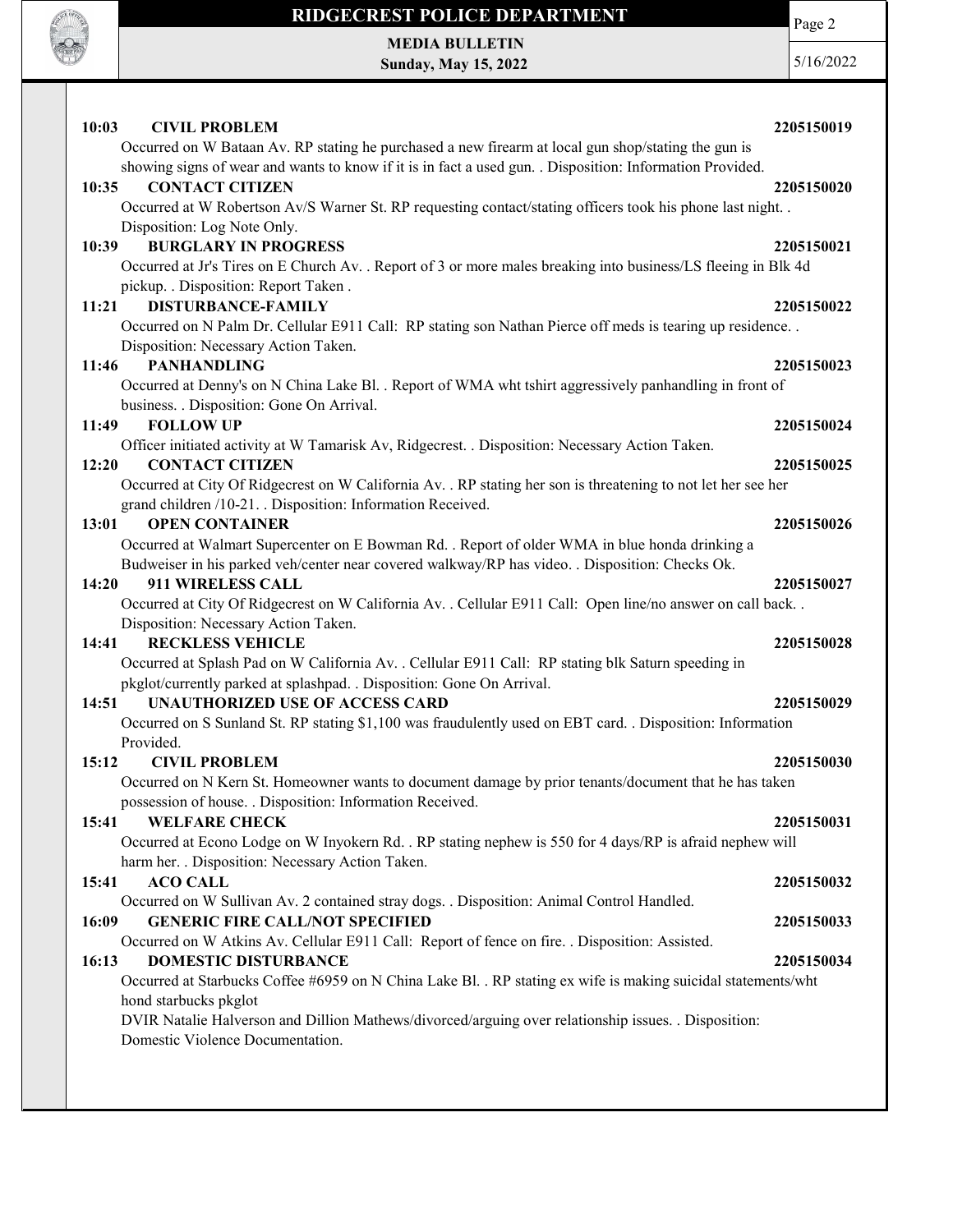**10:03 CIVIL PROBLEM 2205150019**

Occurred on W Bataan Av. RP stating he purchased a new firearm at local gun shop/stating the gun is showing signs of wear and wants to know if it is in fact a used gun. . Disposition: Information Provided.

**10:35 CONTACT CITIZEN 2205150020**

Occurred at W Robertson Av/S Warner St. RP requesting contact/stating officers took his phone last night. . Disposition: Log Note Only.

**10:39 BURGLARY IN PROGRESS 2205150021**

Occurred at Jr's Tires on E Church Av. . Report of 3 or more males breaking into business/LS fleeing in Blk 4d pickup. . Disposition: Report Taken .

**11:21 DISTURBANCE-FAMILY 2205150022**

Occurred on N Palm Dr. Cellular E911 Call: RP stating son Nathan Pierce off meds is tearing up residence. . Disposition: Necessary Action Taken.

**11:46 PANHANDLING 2205150023**

Occurred at Denny's on N China Lake Bl. . Report of WMA wht tshirt aggressively panhandling in front of business. . Disposition: Gone On Arrival.

**11:49 FOLLOW UP 2205150024**

Officer initiated activity at W Tamarisk Av, Ridgecrest. . Disposition: Necessary Action Taken.

**12:20 CONTACT CITIZEN 2205150025**

Occurred at City Of Ridgecrest on W California Av. . RP stating her son is threatening to not let her see her grand children /10-21. . Disposition: Information Received.

**13:01 OPEN CONTAINER 2205150026**

Occurred at Walmart Supercenter on E Bowman Rd. . Report of older WMA in blue honda drinking a Budweiser in his parked veh/center near covered walkway/RP has video. . Disposition: Checks Ok.

**14:20 911 WIRELESS CALL 2205150027**

Occurred at City Of Ridgecrest on W California Av. . Cellular E911 Call: Open line/no answer on call back. . Disposition: Necessary Action Taken.

**14:41 RECKLESS VEHICLE 2205150028**

Occurred at Splash Pad on W California Av. . Cellular E911 Call: RP stating blk Saturn speeding in pkglot/currently parked at splashpad. . Disposition: Gone On Arrival.

**14:51 UNAUTHORIZED USE OF ACCESS CARD 2205150029**

Occurred on S Sunland St. RP stating $1,100 was fraudulently used on EBT card. . Disposition: Information Provided.

**15:12 CIVIL PROBLEM 2205150030**

Occurred on N Kern St. Homeowner wants to document damage by prior tenants/document that he has taken possession of house. . Disposition: Information Received.

**15:41 WELFARE CHECK 2205150031**

Occurred at Econo Lodge on W Inyokern Rd. . RP stating nephew is 550 for 4 days/RP is afraid nephew will harm her. . Disposition: Necessary Action Taken.

**15:41 ACO CALL 2205150032**

Occurred on W Sullivan Av. 2 contained stray dogs. . Disposition: Animal Control Handled.

**16:09 GENERIC FIRE CALL/NOT SPECIFIED 2205150033**

Occurred on W Atkins Av. Cellular E911 Call: Report of fence on fire. . Disposition: Assisted.

**16:13 DOMESTIC DISTURBANCE 2205150034**

Occurred at Starbucks Coffee #6959 on N China Lake Bl. . RP stating ex wife is making suicidal statements/wht hond starbucks pkglot

DVIR Natalie Halverson and Dillion Mathews/divorced/arguing over relationship issues. . Disposition: Domestic Violence Documentation.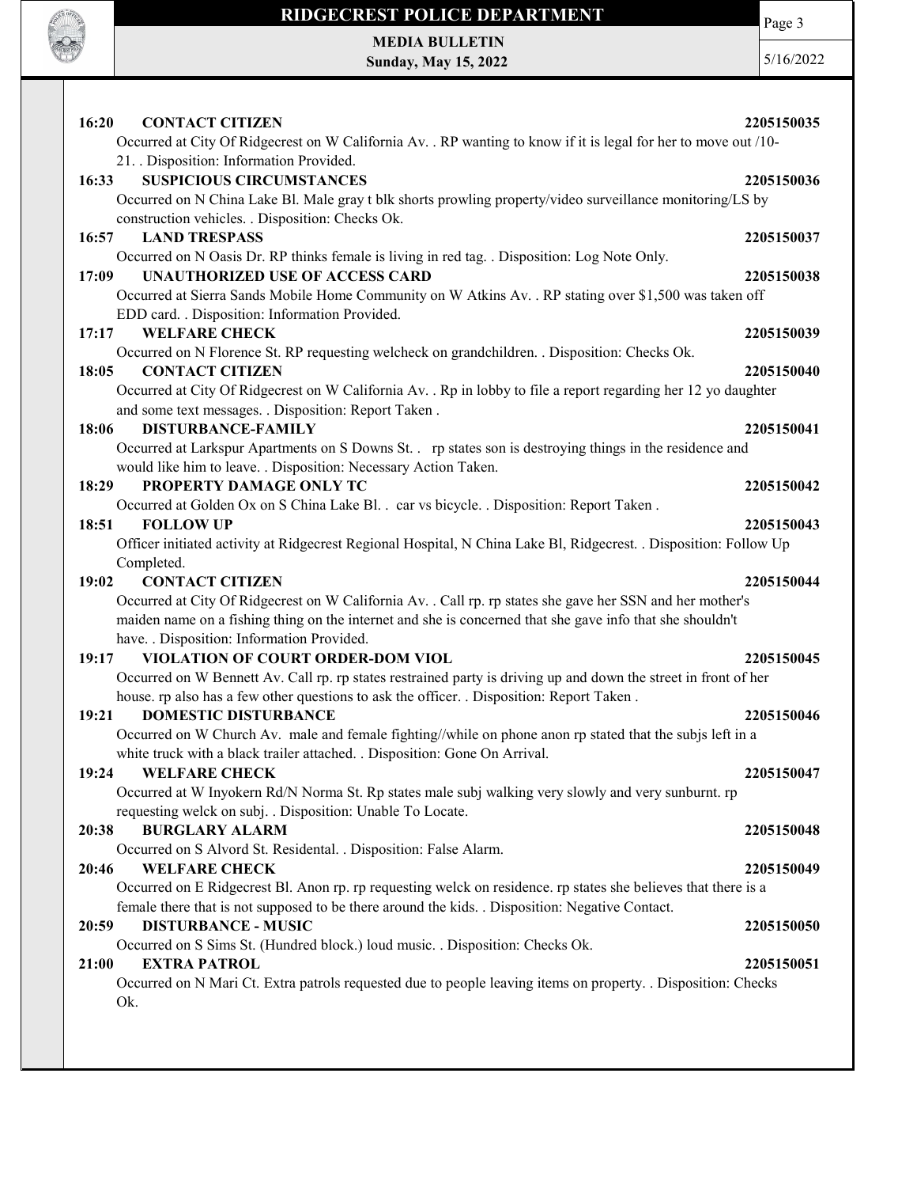**16:20 CONTACT CITIZEN** 2205150035

Occurred at City Of Ridgecrest on W California Av. . RP wanting to know if it is legal for her to move out /10-21. . Disposition: Information Provided.

**16:33 SUSPICIOUS CIRCUMSTANCES** 2205150036

Occurred on N China Lake Bl. Male gray t blk shorts prowling property/video surveillance monitoring/LS by construction vehicles. . Disposition: Checks Ok.

**16:57 LAND TRESPASS** 2205150037

Occurred on N Oasis Dr. RP thinks female is living in red tag. . Disposition: Log Note Only.

**17:09 UNAUTHORIZED USE OF ACCESS CARD** 2205150038

Occurred at Sierra Sands Mobile Home Community on W Atkins Av. . RP stating over $1,500 was taken off EDD card. . Disposition: Information Provided.

**17:17 WELFARE CHECK** 2205150039

Occurred on N Florence St. RP requesting welcheck on grandchildren. . Disposition: Checks Ok.

**18:05 CONTACT CITIZEN** 2205150040

Occurred at City Of Ridgecrest on W California Av. . Rp in lobby to file a report regarding her 12 yo daughter and some text messages. . Disposition: Report Taken .

**18:06 DISTURBANCE-FAMILY** 2205150041

Occurred at Larkspur Apartments on S Downs St. . rp states son is destroying things in the residence and would like him to leave. . Disposition: Necessary Action Taken.

**18:29 PROPERTY DAMAGE ONLY TC** 2205150042

Occurred at Golden Ox on S China Lake Bl. . car vs bicycle. . Disposition: Report Taken .

**18:51 FOLLOW UP** 2205150043

Officer initiated activity at Ridgecrest Regional Hospital, N China Lake Bl, Ridgecrest. . Disposition: Follow Up Completed.

**19:02 CONTACT CITIZEN** 2205150044

Occurred at City Of Ridgecrest on W California Av. . Call rp. rp states she gave her SSN and her mother's maiden name on a fishing thing on the internet and she is concerned that she gave info that she shouldn't have. . Disposition: Information Provided.

**19:17 VIOLATION OF COURT ORDER-DOM VIOL** 2205150045

Occurred on W Bennett Av. Call rp. rp states restrained party is driving up and down the street in front of her house. rp also has a few other questions to ask the officer. . Disposition: Report Taken .

**19:21 DOMESTIC DISTURBANCE** 2205150046

Occurred on W Church Av. male and female fighting//while on phone anon rp stated that the subjs left in a white truck with a black trailer attached. . Disposition: Gone On Arrival.

**19:24 WELFARE CHECK** 2205150047

Occurred at W Inyokern Rd/N Norma St. Rp states male subj walking very slowly and very sunburnt. rp requesting welck on subj. . Disposition: Unable To Locate.

**20:38 BURGLARY ALARM** 2205150048

Occurred on S Alvord St. Residental. . Disposition: False Alarm.

**20:46 WELFARE CHECK** 2205150049

Occurred on E Ridgecrest Bl. Anon rp. rp requesting welck on residence. rp states she believes that there is a female there that is not supposed to be there around the kids. . Disposition: Negative Contact.

**20:59 DISTURBANCE - MUSIC** 2205150050

Occurred on S Sims St. (Hundred block.) loud music. . Disposition: Checks Ok.

**21:00 EXTRA PATROL** 2205150051

Occurred on N Mari Ct. Extra patrols requested due to people leaving items on property. . Disposition: Checks Ok.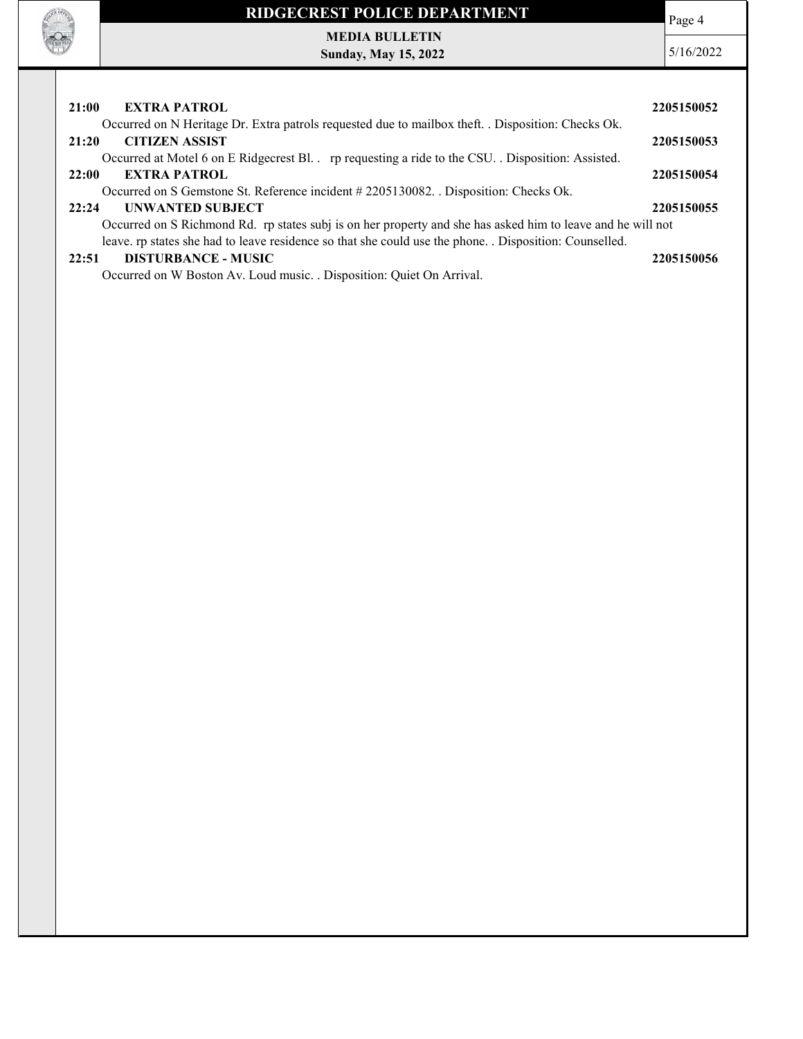**21:00 EXTRA PATROL** **2205150052**

Occurred on N Heritage Dr. Extra patrols requested due to mailbox theft. . Disposition: Checks Ok.

**21:20 CITIZEN ASSIST** **2205150053**

Occurred at Motel 6 on E Ridgecrest Bl. . rp requesting a ride to the CSU. . Disposition: Assisted.

**22:00 EXTRA PATROL** **2205150054**

Occurred on S Gemstone St. Reference incident # 2205130082. . Disposition: Checks Ok.

**22:24 UNWANTED SUBJECT** **2205150055**

Occurred on S Richmond Rd. rp states subj is on her property and she has asked him to leave and he will not leave. rp states she had to leave residence so that she could use the phone. . Disposition: Counselled.

**22:51 DISTURBANCE - MUSIC** **2205150056**

Occurred on W Boston Av. Loud music. . Disposition: Quiet On Arrival.